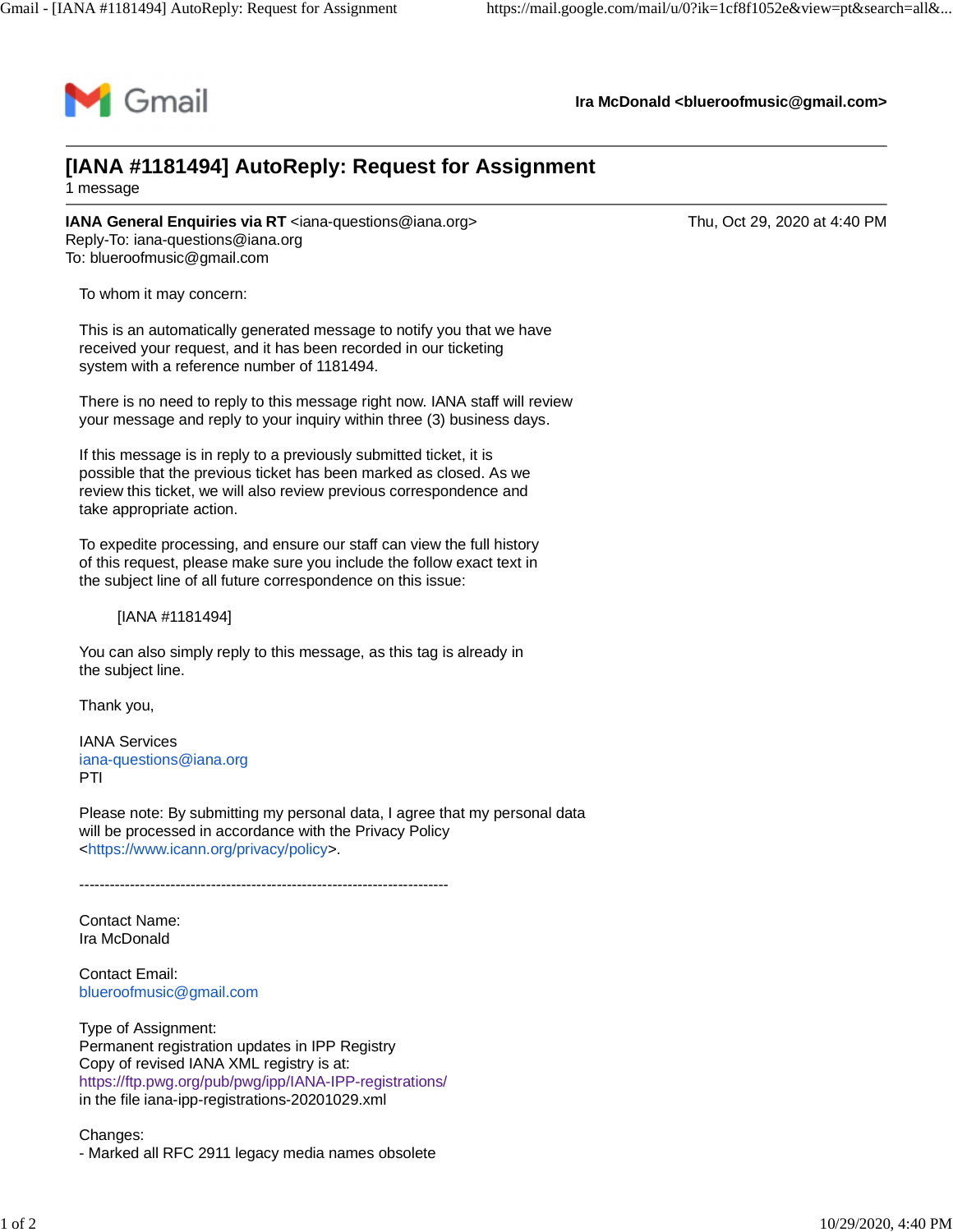Gmail

**Ira McDonald <blueroofmusic@gmail.com>**

# [IANA #1181494] AutoReply: Request for Assignment

1 message

**IANA General Enquiries via RT** <iana-questions@iana.org>
Reply-To: iana-questions@iana.org
To: blueroofmusic@gmail.com

Thu, Oct 29, 2020 at 4:40 PM

To whom it may concern:

This is an automatically generated message to notify you that we have received your request, and it has been recorded in our ticketing system with a reference number of 1181494.

There is no need to reply to this message right now. IANA staff will review your message and reply to your inquiry within three (3) business days.

If this message is in reply to a previously submitted ticket, it is possible that the previous ticket has been marked as closed. As we review this ticket, we will also review previous correspondence and take appropriate action.

To expedite processing, and ensure our staff can view the full history of this request, please make sure you include the follow exact text in the subject line of all future correspondence on this issue:

[IANA #1181494]

You can also simply reply to this message, as this tag is already in the subject line.

Thank you,

IANA Services
iana-questions@iana.org
PTI

Please note: By submitting my personal data, I agree that my personal data will be processed in accordance with the Privacy Policy <https://www.icann.org/privacy/policy>.

-------------------------------------------------------------------------

Contact Name:
Ira McDonald

Contact Email:
blueroofmusic@gmail.com

Type of Assignment:
Permanent registration updates in IPP Registry
Copy of revised IANA XML registry is at:
https://ftp.pwg.org/pub/pwg/ipp/IANA-IPP-registrations/
in the file iana-ipp-registrations-20201029.xml

Changes:
- Marked all RFC 2911 legacy media names obsolete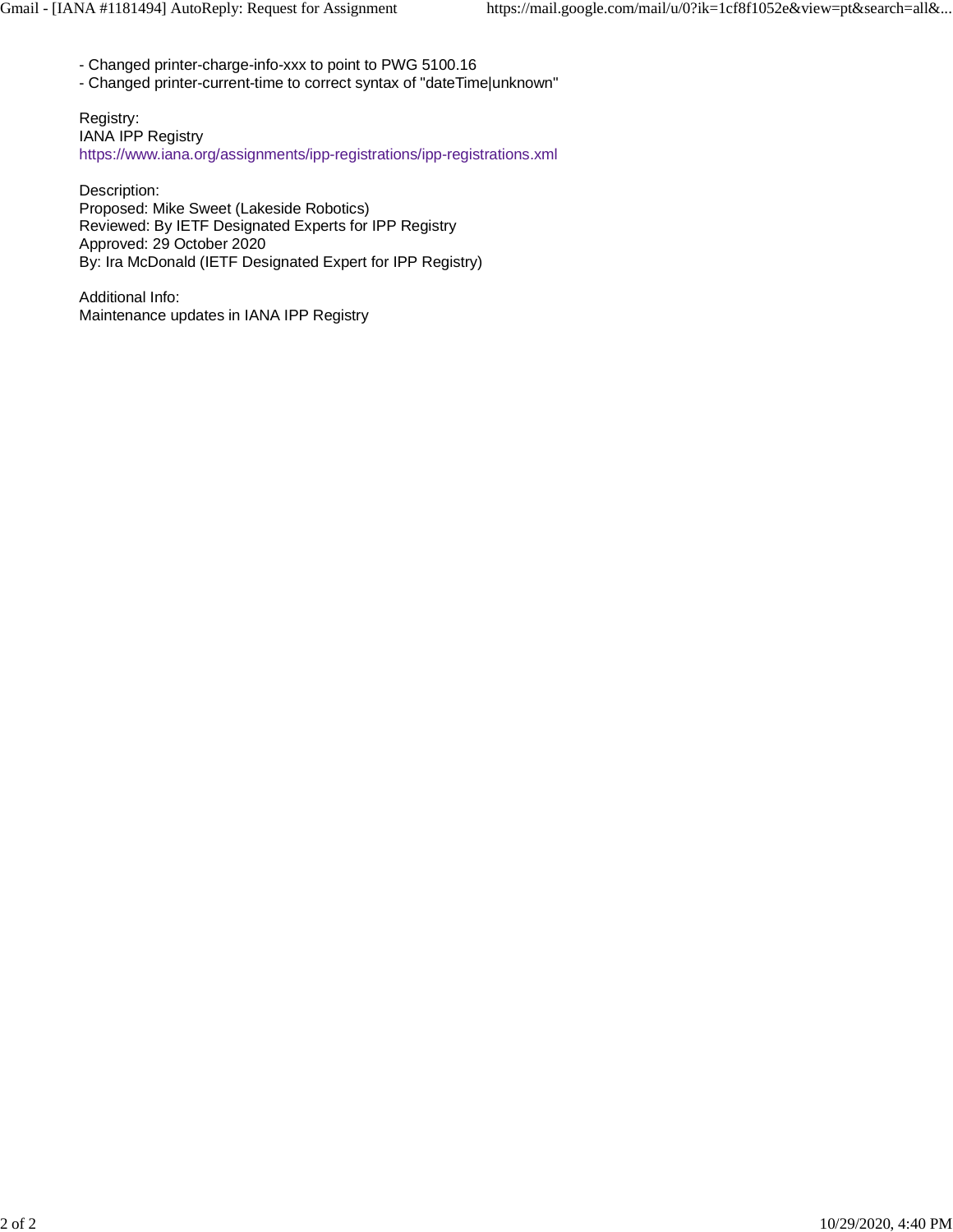- Changed printer-charge-info-xxx to point to PWG 5100.16
- Changed printer-current-time to correct syntax of "dateTime|unknown"

Registry:
IANA IPP Registry
https://www.iana.org/assignments/ipp-registrations/ipp-registrations.xml

Description:
Proposed: Mike Sweet (Lakeside Robotics)
Reviewed: By IETF Designated Experts for IPP Registry
Approved: 29 October 2020
By: Ira McDonald (IETF Designated Expert for IPP Registry)

Additional Info:
Maintenance updates in IANA IPP Registry